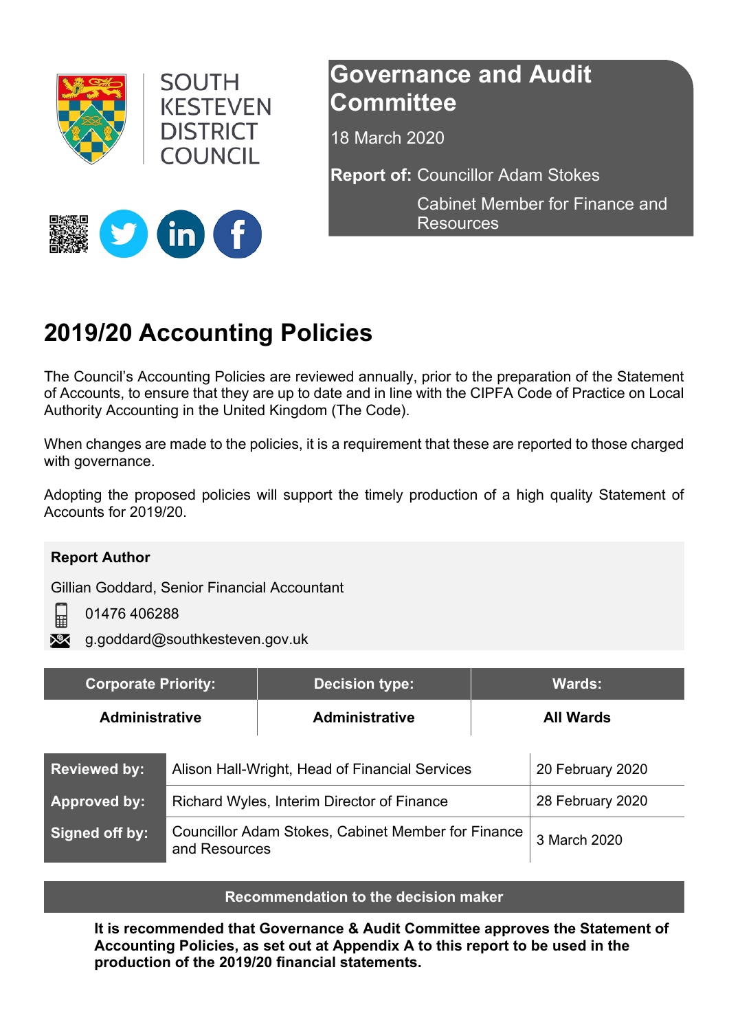SOUTH KESTEVEN DISTRICT COUNCIL

# Governance and Audit Committee

18 March 2020

**Report of:** Councillor Adam Stokes
Cabinet Member for Finance and Resources

# 2019/20 Accounting Policies

The Council's Accounting Policies are reviewed annually, prior to the preparation of the Statement of Accounts, to ensure that they are up to date and in line with the CIPFA Code of Practice on Local Authority Accounting in the United Kingdom (The Code).

When changes are made to the policies, it is a requirement that these are reported to those charged with governance.

Adopting the proposed policies will support the timely production of a high quality Statement of Accounts for 2019/20.

**Report Author**

Gillian Goddard, Senior Financial Accountant

01476 406288

g.goddard@southkesteven.gov.uk

| Corporate Priority: | Decision type: | Wards: |
|---|---|---|
| **Administrative** | **Administrative** | **All Wards** |

| | | |
|---|---|---|
| **Reviewed by:** | Alison Hall-Wright, Head of Financial Services | 20 February 2020 |
| **Approved by:** | Richard Wyles, Interim Director of Finance | 28 February 2020 |
| **Signed off by:** | Councillor Adam Stokes, Cabinet Member for Finance and Resources | 3 March 2020 |

**Recommendation to the decision maker**

**It is recommended that Governance & Audit Committee approves the Statement of Accounting Policies, as set out at Appendix A to this report to be used in the production of the 2019/20 financial statements.**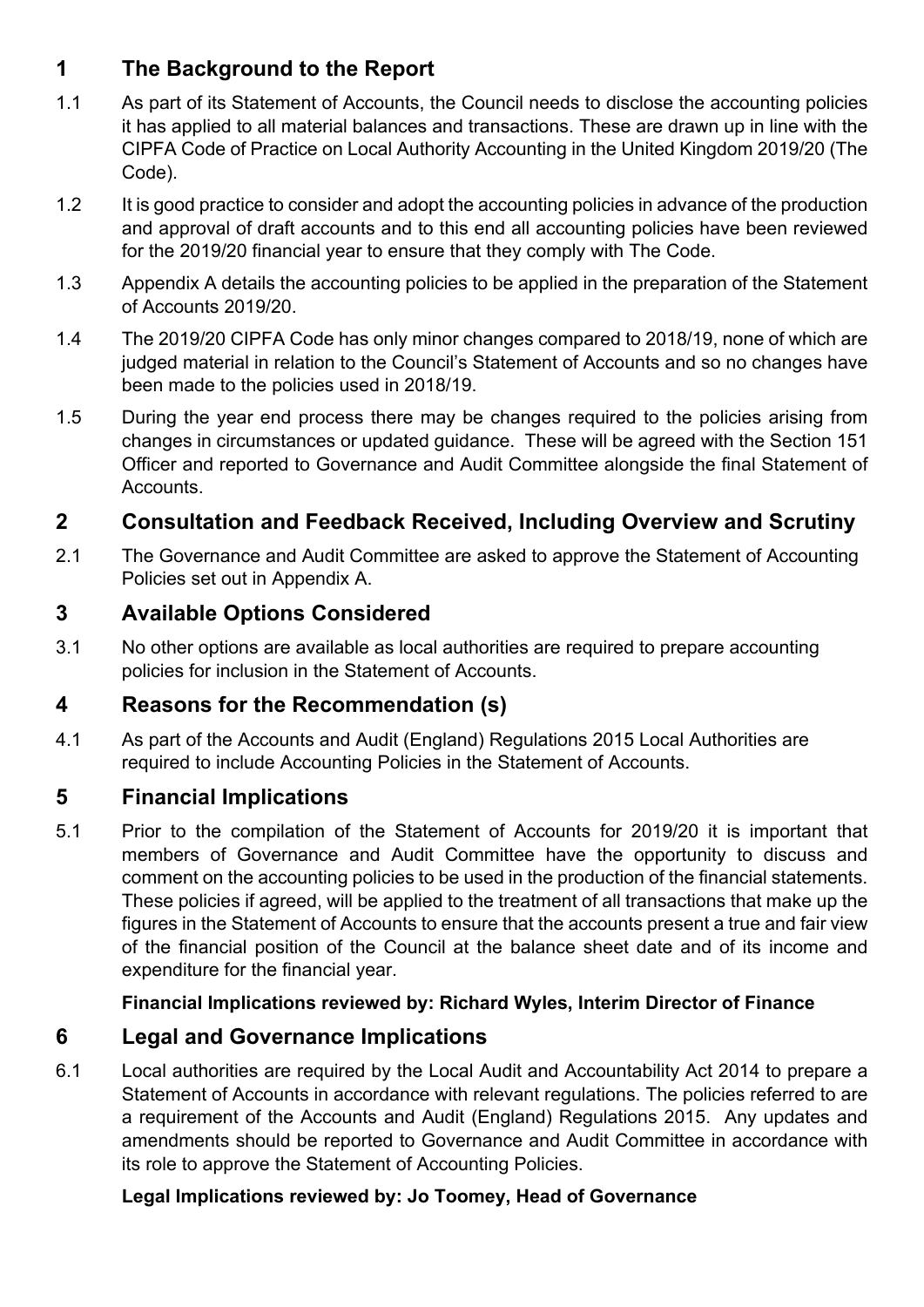## 1 The Background to the Report

1.1 As part of its Statement of Accounts, the Council needs to disclose the accounting policies it has applied to all material balances and transactions. These are drawn up in line with the CIPFA Code of Practice on Local Authority Accounting in the United Kingdom 2019/20 (The Code).

1.2 It is good practice to consider and adopt the accounting policies in advance of the production and approval of draft accounts and to this end all accounting policies have been reviewed for the 2019/20 financial year to ensure that they comply with The Code.

1.3 Appendix A details the accounting policies to be applied in the preparation of the Statement of Accounts 2019/20.

1.4 The 2019/20 CIPFA Code has only minor changes compared to 2018/19, none of which are judged material in relation to the Council's Statement of Accounts and so no changes have been made to the policies used in 2018/19.

1.5 During the year end process there may be changes required to the policies arising from changes in circumstances or updated guidance. These will be agreed with the Section 151 Officer and reported to Governance and Audit Committee alongside the final Statement of Accounts.

## 2 Consultation and Feedback Received, Including Overview and Scrutiny

2.1 The Governance and Audit Committee are asked to approve the Statement of Accounting Policies set out in Appendix A.

## 3 Available Options Considered

3.1 No other options are available as local authorities are required to prepare accounting policies for inclusion in the Statement of Accounts.

## 4 Reasons for the Recommendation (s)

4.1 As part of the Accounts and Audit (England) Regulations 2015 Local Authorities are required to include Accounting Policies in the Statement of Accounts.

## 5 Financial Implications

5.1 Prior to the compilation of the Statement of Accounts for 2019/20 it is important that members of Governance and Audit Committee have the opportunity to discuss and comment on the accounting policies to be used in the production of the financial statements. These policies if agreed, will be applied to the treatment of all transactions that make up the figures in the Statement of Accounts to ensure that the accounts present a true and fair view of the financial position of the Council at the balance sheet date and of its income and expenditure for the financial year.

**Financial Implications reviewed by: Richard Wyles, Interim Director of Finance**

## 6 Legal and Governance Implications

6.1 Local authorities are required by the Local Audit and Accountability Act 2014 to prepare a Statement of Accounts in accordance with relevant regulations. The policies referred to are a requirement of the Accounts and Audit (England) Regulations 2015. Any updates and amendments should be reported to Governance and Audit Committee in accordance with its role to approve the Statement of Accounting Policies.

**Legal Implications reviewed by: Jo Toomey, Head of Governance**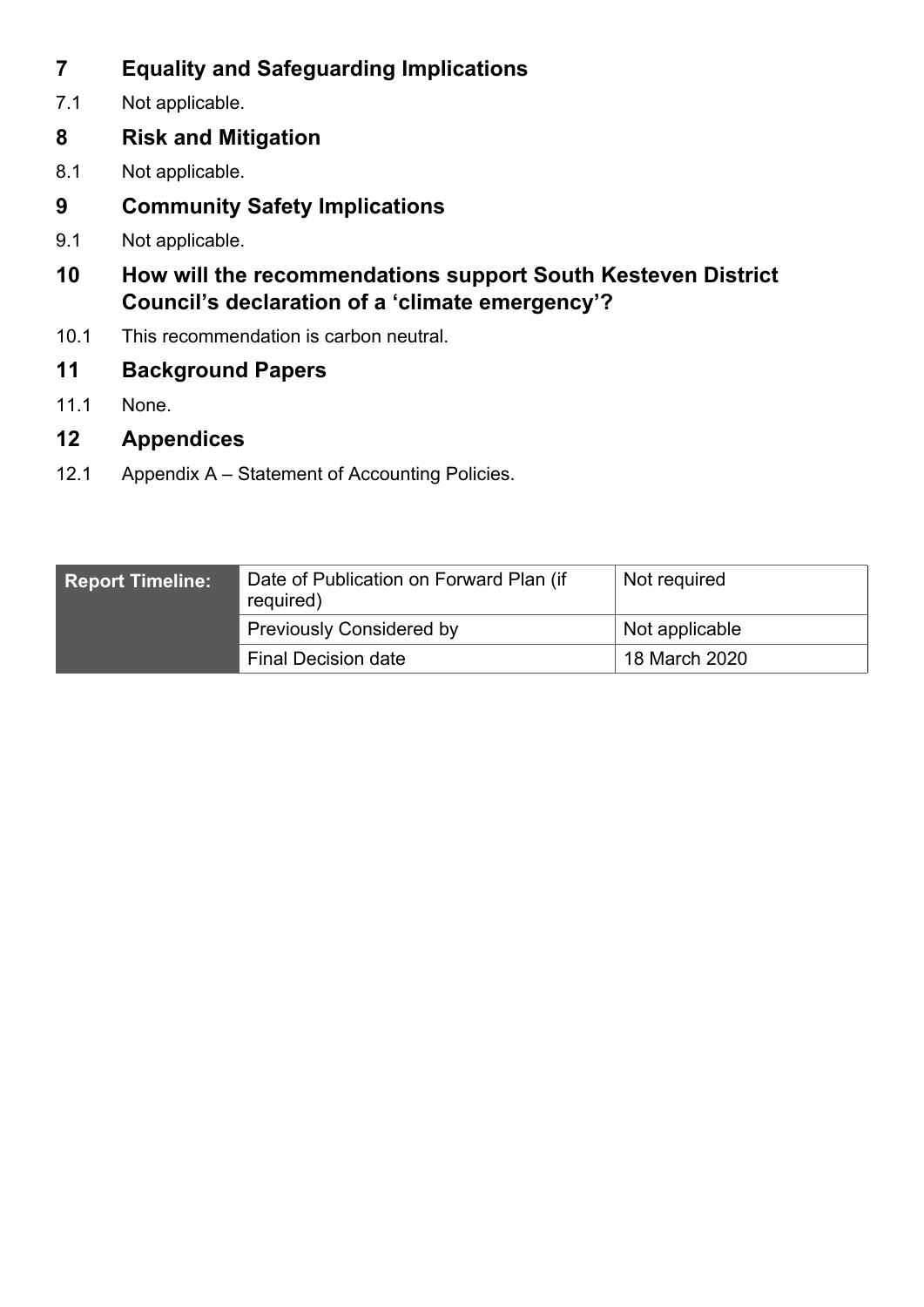## 7 Equality and Safeguarding Implications

7.1 Not applicable.

## 8 Risk and Mitigation

8.1 Not applicable.

## 9 Community Safety Implications

9.1 Not applicable.

## 10 How will the recommendations support South Kesteven District Council's declaration of a 'climate emergency'?

10.1 This recommendation is carbon neutral.

## 11 Background Papers

11.1 None.

## 12 Appendices

12.1 Appendix A – Statement of Accounting Policies.

| | | |
|---|---|---|
| **Report Timeline:** | Date of Publication on Forward Plan (if required) | Not required |
| | Previously Considered by | Not applicable |
| | Final Decision date | 18 March 2020 |